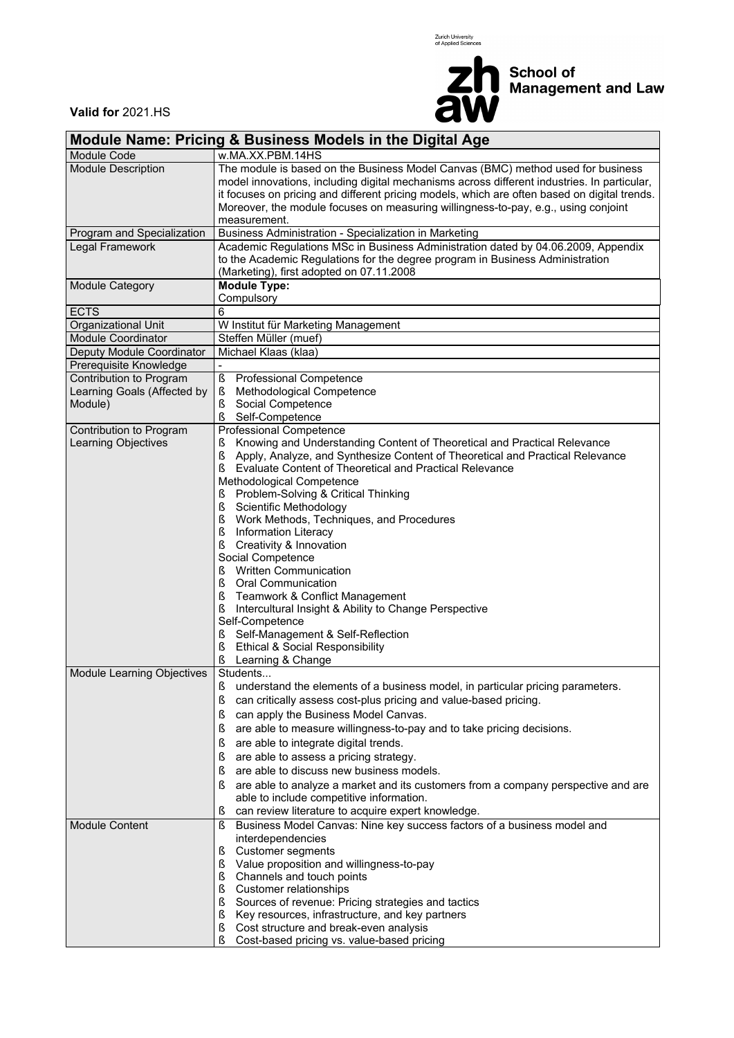Zurich University of Applied Sciences

**zh aw** School of Management and Law

**Valid for** 2021.HS

| **Module Name: Pricing & Business Models in the Digital Age** | |
|---|---|
| Module Code | w.MA.XX.PBM.14HS |
| Module Description | The module is based on the Business Model Canvas (BMC) method used for business model innovations, including digital mechanisms across different industries. In particular, it focuses on pricing and different pricing models, which are often based on digital trends. Moreover, the module focuses on measuring willingness-to-pay, e.g., using conjoint measurement. |
| Program and Specialization | Business Administration - Specialization in Marketing |
| Legal Framework | Academic Regulations MSc in Business Administration dated by 04.06.2009, Appendix to the Academic Regulations for the degree program in Business Administration (Marketing), first adopted on 07.11.2008 |
| Module Category | **Module Type:**<br>Compulsory |
| ECTS | 6 |
| Organizational Unit | W Institut für Marketing Management |
| Module Coordinator | Steffen Müller (muef) |
| Deputy Module Coordinator | Michael Klaas (klaa) |
| Prerequisite Knowledge | - |
| Contribution to Program Learning Goals (Affected by Module) | ß Professional Competence<br>ß Methodological Competence<br>ß Social Competence<br>ß Self-Competence |
| Contribution to Program Learning Objectives | Professional Competence<br>ß Knowing and Understanding Content of Theoretical and Practical Relevance<br>ß Apply, Analyze, and Synthesize Content of Theoretical and Practical Relevance<br>ß Evaluate Content of Theoretical and Practical Relevance<br>Methodological Competence<br>ß Problem-Solving & Critical Thinking<br>ß Scientific Methodology<br>ß Work Methods, Techniques, and Procedures<br>ß Information Literacy<br>ß Creativity & Innovation<br>Social Competence<br>ß Written Communication<br>ß Oral Communication<br>ß Teamwork & Conflict Management<br>ß Intercultural Insight & Ability to Change Perspective<br>Self-Competence<br>ß Self-Management & Self-Reflection<br>ß Ethical & Social Responsibility<br>ß Learning & Change |
| Module Learning Objectives | Students...<br>ß understand the elements of a business model, in particular pricing parameters.<br>ß can critically assess cost-plus pricing and value-based pricing.<br>ß can apply the Business Model Canvas.<br>ß are able to measure willingness-to-pay and to take pricing decisions.<br>ß are able to integrate digital trends.<br>ß are able to assess a pricing strategy.<br>ß are able to discuss new business models.<br>ß are able to analyze a market and its customers from a company perspective and are able to include competitive information.<br>ß can review literature to acquire expert knowledge. |
| Module Content | ß Business Model Canvas: Nine key success factors of a business model and interdependencies<br>ß Customer segments<br>ß Value proposition and willingness-to-pay<br>ß Channels and touch points<br>ß Customer relationships<br>ß Sources of revenue: Pricing strategies and tactics<br>ß Key resources, infrastructure, and key partners<br>ß Cost structure and break-even analysis<br>ß Cost-based pricing vs. value-based pricing |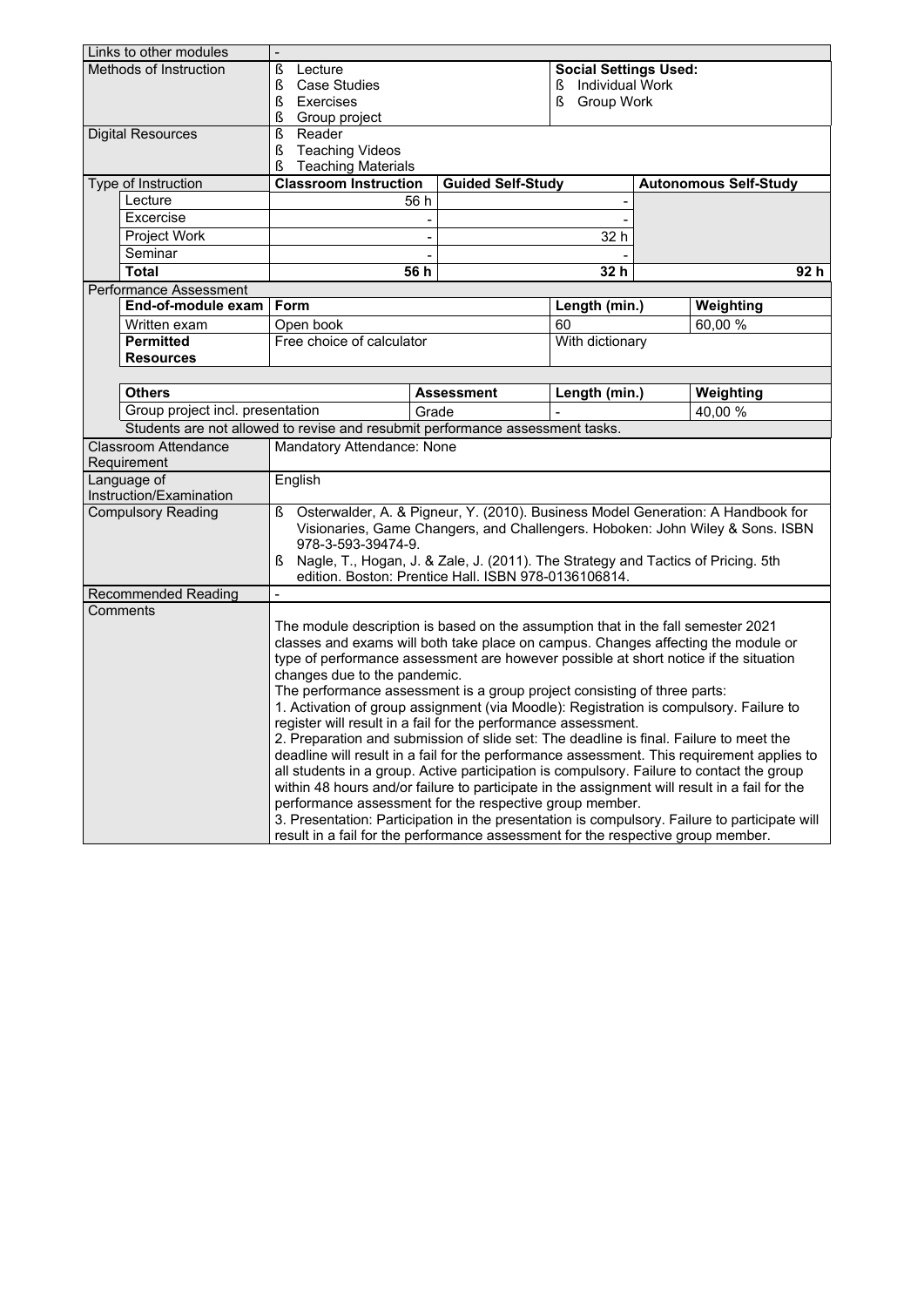| | | | | | |
|---|---|---|---|---|---|
| Links to other modules | - | | | | |
| Methods of Instruction | ß Lecture<br>ß Case Studies<br>ß Exercises<br>ß Group project | | | **Social Settings Used:**<br>ß Individual Work<br>ß Group Work | |
| Digital Resources | ß Reader<br>ß Teaching Videos<br>ß Teaching Materials | | | | |

| Type of Instruction | Classroom Instruction | Guided Self-Study | Autonomous Self-Study |
|---|---|---|---|
| Lecture | 56 h | - | |
| Excercise | - | - | |
| Project Work | - | 32 h | |
| Seminar | - | - | |
| **Total** | **56 h** | **32 h** | **92 h** |

**Performance Assessment**

| End-of-module exam | Form | Length (min.) | Weighting |
|---|---|---|---|
| Written exam | Open book | 60 | 60,00 % |
| **Permitted Resources** | Free choice of calculator | With dictionary | |

| Others | Assessment | Length (min.) | Weighting |
|---|---|---|---|
| Group project incl. presentation | Grade | - | 40,00 % |

Students are not allowed to revise and resubmit performance assessment tasks.

| | |
|---|---|
| Classroom Attendance Requirement | Mandatory Attendance: None |
| Language of Instruction/Examination | English |
| Compulsory Reading | ß Osterwalder, A. & Pigneur, Y. (2010). Business Model Generation: A Handbook for Visionaries, Game Changers, and Challengers. Hoboken: John Wiley & Sons. ISBN 978-3-593-39474-9.<br>ß Nagle, T., Hogan, J. & Zale, J. (2011). The Strategy and Tactics of Pricing. 5th edition. Boston: Prentice Hall. ISBN 978-0136106814. |
| Recommended Reading | - |
| Comments | The module description is based on the assumption that in the fall semester 2021 classes and exams will both take place on campus. Changes affecting the module or type of performance assessment are however possible at short notice if the situation changes due to the pandemic.<br>The performance assessment is a group project consisting of three parts:<br>1. Activation of group assignment (via Moodle): Registration is compulsory. Failure to register will result in a fail for the performance assessment.<br>2. Preparation and submission of slide set: The deadline is final. Failure to meet the deadline will result in a fail for the performance assessment. This requirement applies to all students in a group. Active participation is compulsory. Failure to contact the group within 48 hours and/or failure to participate in the assignment will result in a fail for the performance assessment for the respective group member.<br>3. Presentation: Participation in the presentation is compulsory. Failure to participate will result in a fail for the performance assessment for the respective group member. |